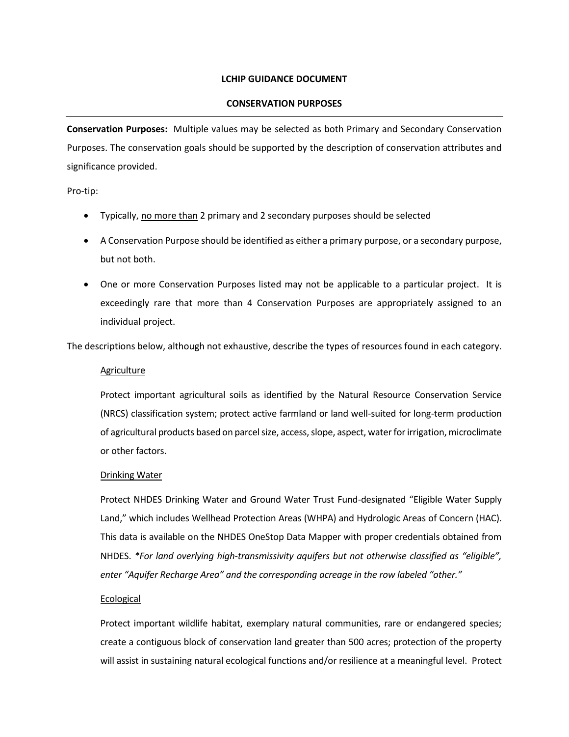**LCHIP GUIDANCE DOCUMENT**

**CONSERVATION PURPOSES**

---

**Conservation Purposes:** Multiple values may be selected as both Primary and Secondary Conservation Purposes. The conservation goals should be supported by the description of conservation attributes and significance provided.

Pro-tip:

- Typically, <u>no more than</u> 2 primary and 2 secondary purposes should be selected
- A Conservation Purpose should be identified as either a primary purpose, or a secondary purpose, but not both.
- One or more Conservation Purposes listed may not be applicable to a particular project. It is exceedingly rare that more than 4 Conservation Purposes are appropriately assigned to an individual project.

The descriptions below, although not exhaustive, describe the types of resources found in each category.

<u>Agriculture</u>

Protect important agricultural soils as identified by the Natural Resource Conservation Service (NRCS) classification system; protect active farmland or land well-suited for long-term production of agricultural products based on parcel size, access, slope, aspect, water for irrigation, microclimate or other factors.

<u>Drinking Water</u>

Protect NHDES Drinking Water and Ground Water Trust Fund-designated "Eligible Water Supply Land," which includes Wellhead Protection Areas (WHPA) and Hydrologic Areas of Concern (HAC). This data is available on the NHDES OneStop Data Mapper with proper credentials obtained from NHDES. *\*For land overlying high-transmissivity aquifers but not otherwise classified as "eligible", enter "Aquifer Recharge Area" and the corresponding acreage in the row labeled "other."*

<u>Ecological</u>

Protect important wildlife habitat, exemplary natural communities, rare or endangered species; create a contiguous block of conservation land greater than 500 acres; protection of the property will assist in sustaining natural ecological functions and/or resilience at a meaningful level. Protect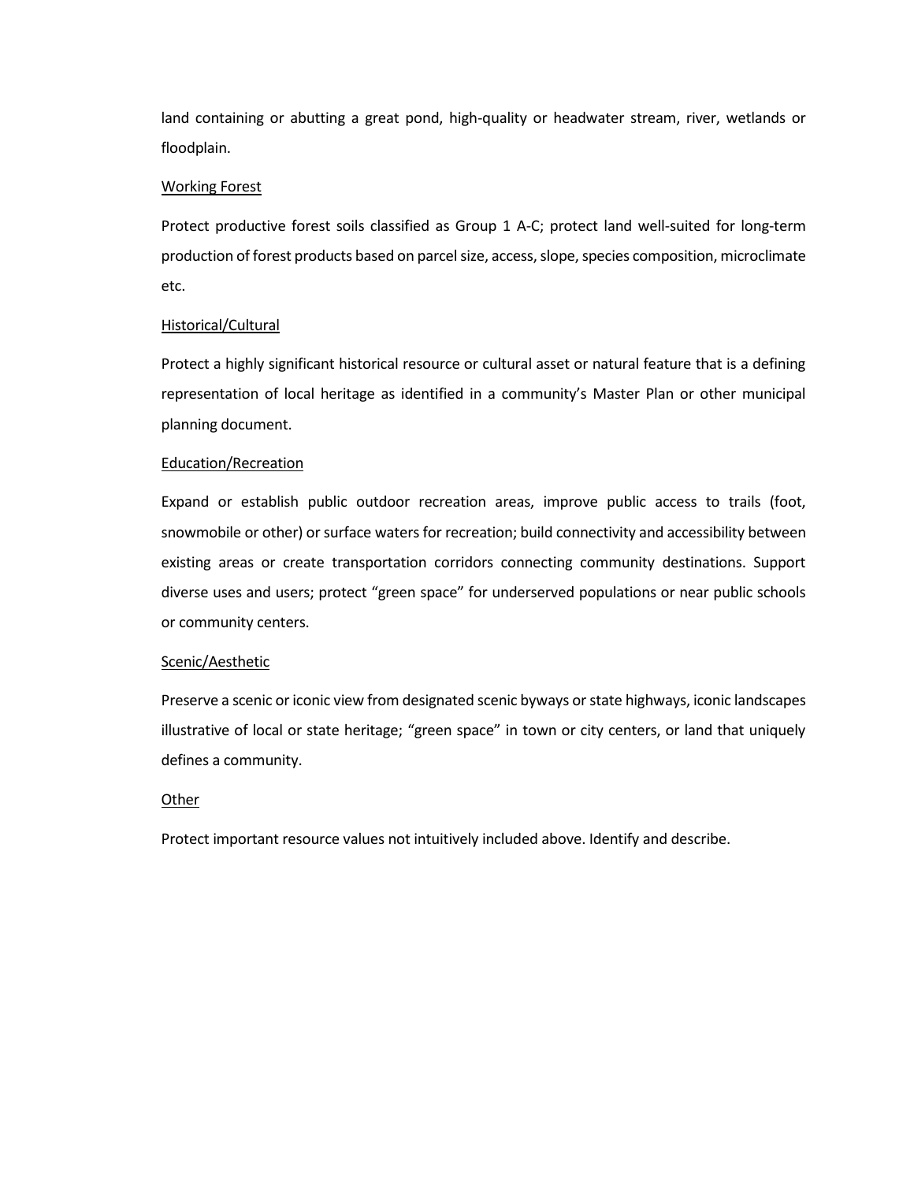land containing or abutting a great pond, high-quality or headwater stream, river, wetlands or floodplain.

Working Forest

Protect productive forest soils classified as Group 1 A-C; protect land well-suited for long-term production of forest products based on parcel size, access, slope, species composition, microclimate etc.

Historical/Cultural

Protect a highly significant historical resource or cultural asset or natural feature that is a defining representation of local heritage as identified in a community's Master Plan or other municipal planning document.

Education/Recreation

Expand or establish public outdoor recreation areas, improve public access to trails (foot, snowmobile or other) or surface waters for recreation; build connectivity and accessibility between existing areas or create transportation corridors connecting community destinations. Support diverse uses and users; protect "green space" for underserved populations or near public schools or community centers.

Scenic/Aesthetic

Preserve a scenic or iconic view from designated scenic byways or state highways, iconic landscapes illustrative of local or state heritage; "green space" in town or city centers, or land that uniquely defines a community.

Other

Protect important resource values not intuitively included above. Identify and describe.